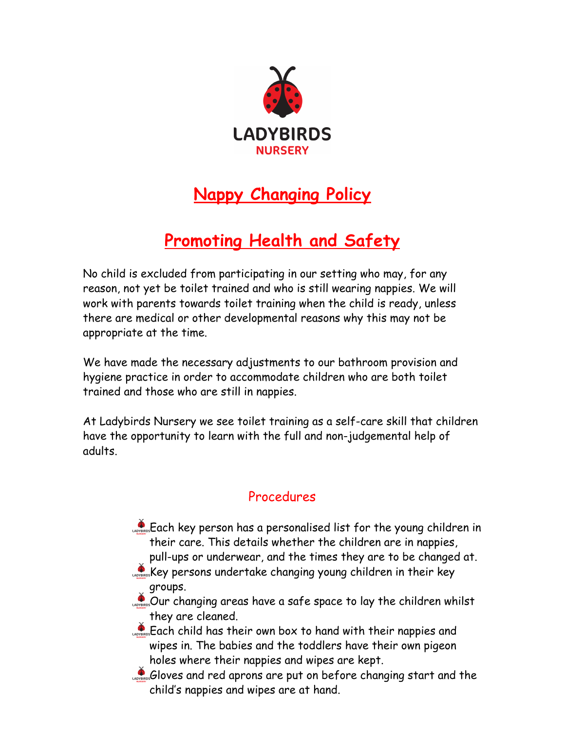LADYBIRDS
NURSERY

# Nappy Changing Policy

# Promoting Health and Safety

No child is excluded from participating in our setting who may, for any reason, not yet be toilet trained and who is still wearing nappies. We will work with parents towards toilet training when the child is ready, unless there are medical or other developmental reasons why this may not be appropriate at the time.

We have made the necessary adjustments to our bathroom provision and hygiene practice in order to accommodate children who are both toilet trained and those who are still in nappies.

At Ladybirds Nursery we see toilet training as a self-care skill that children have the opportunity to learn with the full and non-judgemental help of adults.

## Procedures

- Each key person has a personalised list for the young children in their care. This details whether the children are in nappies, pull-ups or underwear, and the times they are to be changed at.
- Key persons undertake changing young children in their key groups.
- Our changing areas have a safe space to lay the children whilst they are cleaned.
- Each child has their own box to hand with their nappies and wipes in. The babies and the toddlers have their own pigeon holes where their nappies and wipes are kept.
- Gloves and red aprons are put on before changing start and the child's nappies and wipes are at hand.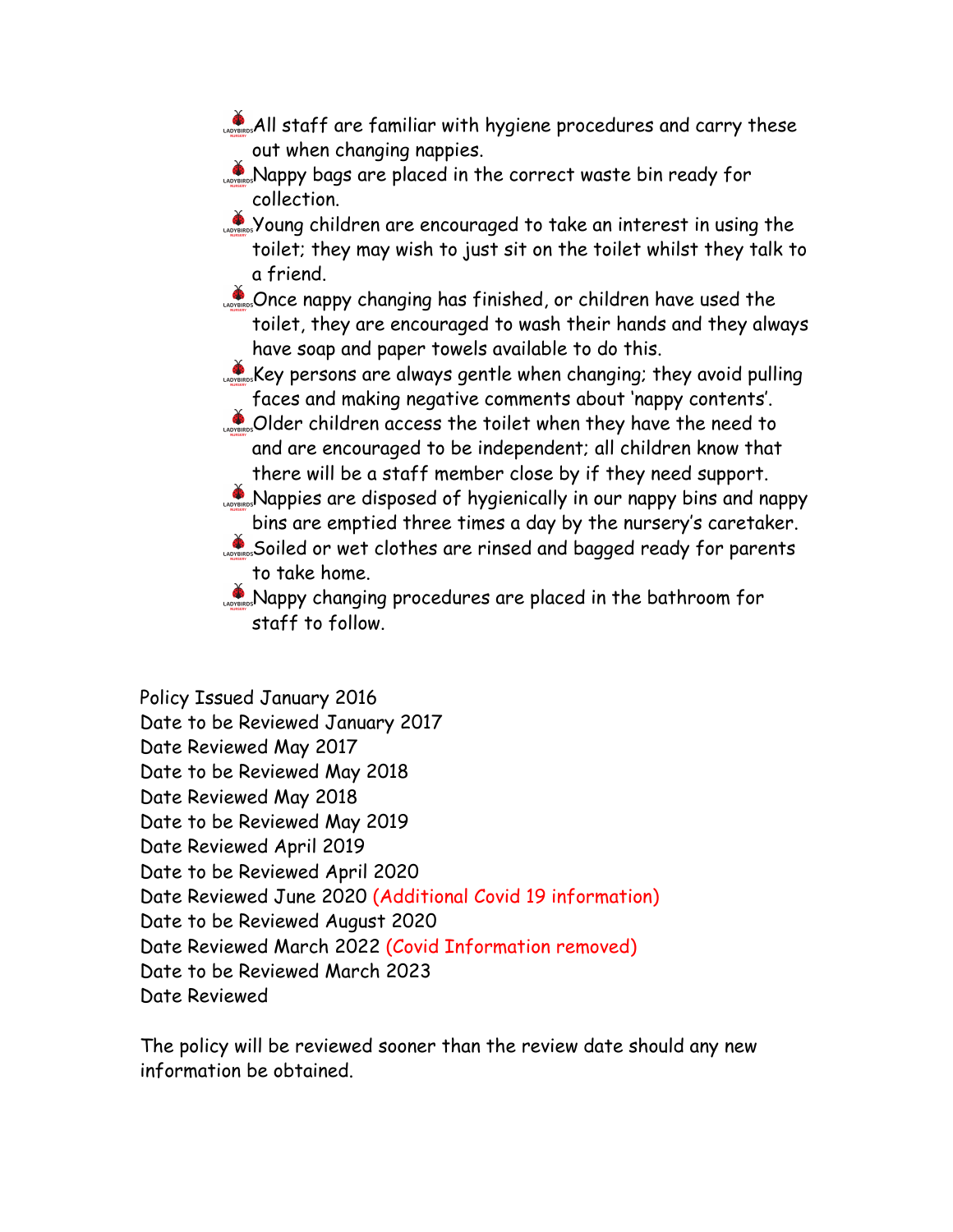- All staff are familiar with hygiene procedures and carry these out when changing nappies.
- Nappy bags are placed in the correct waste bin ready for collection.
- Young children are encouraged to take an interest in using the toilet; they may wish to just sit on the toilet whilst they talk to a friend.
- Once nappy changing has finished, or children have used the toilet, they are encouraged to wash their hands and they always have soap and paper towels available to do this.
- Key persons are always gentle when changing; they avoid pulling faces and making negative comments about 'nappy contents'.
- Older children access the toilet when they have the need to and are encouraged to be independent; all children know that there will be a staff member close by if they need support.
- Nappies are disposed of hygienically in our nappy bins and nappy bins are emptied three times a day by the nursery's caretaker.
- Soiled or wet clothes are rinsed and bagged ready for parents to take home.
- Nappy changing procedures are placed in the bathroom for staff to follow.

Policy Issued January 2016
Date to be Reviewed January 2017
Date Reviewed May 2017
Date to be Reviewed May 2018
Date Reviewed May 2018
Date to be Reviewed May 2019
Date Reviewed April 2019
Date to be Reviewed April 2020
Date Reviewed June 2020 (Additional Covid 19 information)
Date to be Reviewed August 2020
Date Reviewed March 2022 (Covid Information removed)
Date to be Reviewed March 2023
Date Reviewed

The policy will be reviewed sooner than the review date should any new information be obtained.